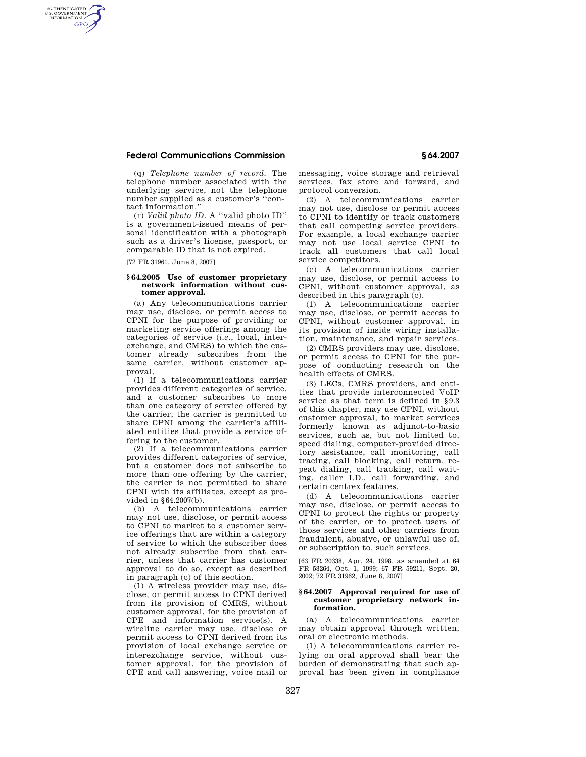(q) *Telephone number of record.* The telephone number associated with the underlying service, not the telephone number supplied as a customer's ''contact information.''

(r) *Valid photo ID.* A ''valid photo ID'' is a government-issued means of personal identification with a photograph such as a driver's license, passport, or comparable ID that is not expired.

[72 FR 31961, June 8, 2007]

### § 64.2005 Use of customer proprietary network information without customer approval.

(a) Any telecommunications carrier may use, disclose, or permit access to CPNI for the purpose of providing or marketing service offerings among the categories of service (*i.e.*, local, interexchange, and CMRS) to which the customer already subscribes from the same carrier, without customer approval.

(1) If a telecommunications carrier provides different categories of service, and a customer subscribes to more than one category of service offered by the carrier, the carrier is permitted to share CPNI among the carrier's affiliated entities that provide a service offering to the customer.

(2) If a telecommunications carrier provides different categories of service, but a customer does not subscribe to more than one offering by the carrier, the carrier is not permitted to share CPNI with its affiliates, except as provided in § 64.2007(b).

(b) A telecommunications carrier may not use, disclose, or permit access to CPNI to market to a customer service offerings that are within a category of service to which the subscriber does not already subscribe from that carrier, unless that carrier has customer approval to do so, except as described in paragraph (c) of this section.

(1) A wireless provider may use, disclose, or permit access to CPNI derived from its provision of CMRS, without customer approval, for the provision of CPE and information service(s). A wireline carrier may use, disclose or permit access to CPNI derived from its provision of local exchange service or interexchange service, without customer approval, for the provision of CPE and call answering, voice mail or messaging, voice storage and retrieval services, fax store and forward, and protocol conversion.

(2) A telecommunications carrier may not use, disclose or permit access to CPNI to identify or track customers that call competing service providers. For example, a local exchange carrier may not use local service CPNI to track all customers that call local service competitors.

(c) A telecommunications carrier may use, disclose, or permit access to CPNI, without customer approval, as described in this paragraph (c).

(1) A telecommunications carrier may use, disclose, or permit access to CPNI, without customer approval, in its provision of inside wiring installation, maintenance, and repair services.

(2) CMRS providers may use, disclose, or permit access to CPNI for the purpose of conducting research on the health effects of CMRS.

(3) LECs, CMRS providers, and entities that provide interconnected VoIP service as that term is defined in § 9.3 of this chapter, may use CPNI, without customer approval, to market services formerly known as adjunct-to-basic services, such as, but not limited to, speed dialing, computer-provided directory assistance, call monitoring, call tracing, call blocking, call return, repeat dialing, call tracking, call waiting, caller I.D., call forwarding, and certain centrex features.

(d) A telecommunications carrier may use, disclose, or permit access to CPNI to protect the rights or property of the carrier, or to protect users of those services and other carriers from fraudulent, abusive, or unlawful use of, or subscription to, such services.

[63 FR 20338, Apr. 24, 1998, as amended at 64 FR 53264, Oct. 1, 1999; 67 FR 59211, Sept. 20, 2002; 72 FR 31962, June 8, 2007]

### § 64.2007 Approval required for use of customer proprietary network information.

(a) A telecommunications carrier may obtain approval through written, oral or electronic methods.

(1) A telecommunications carrier relying on oral approval shall bear the burden of demonstrating that such approval has been given in compliance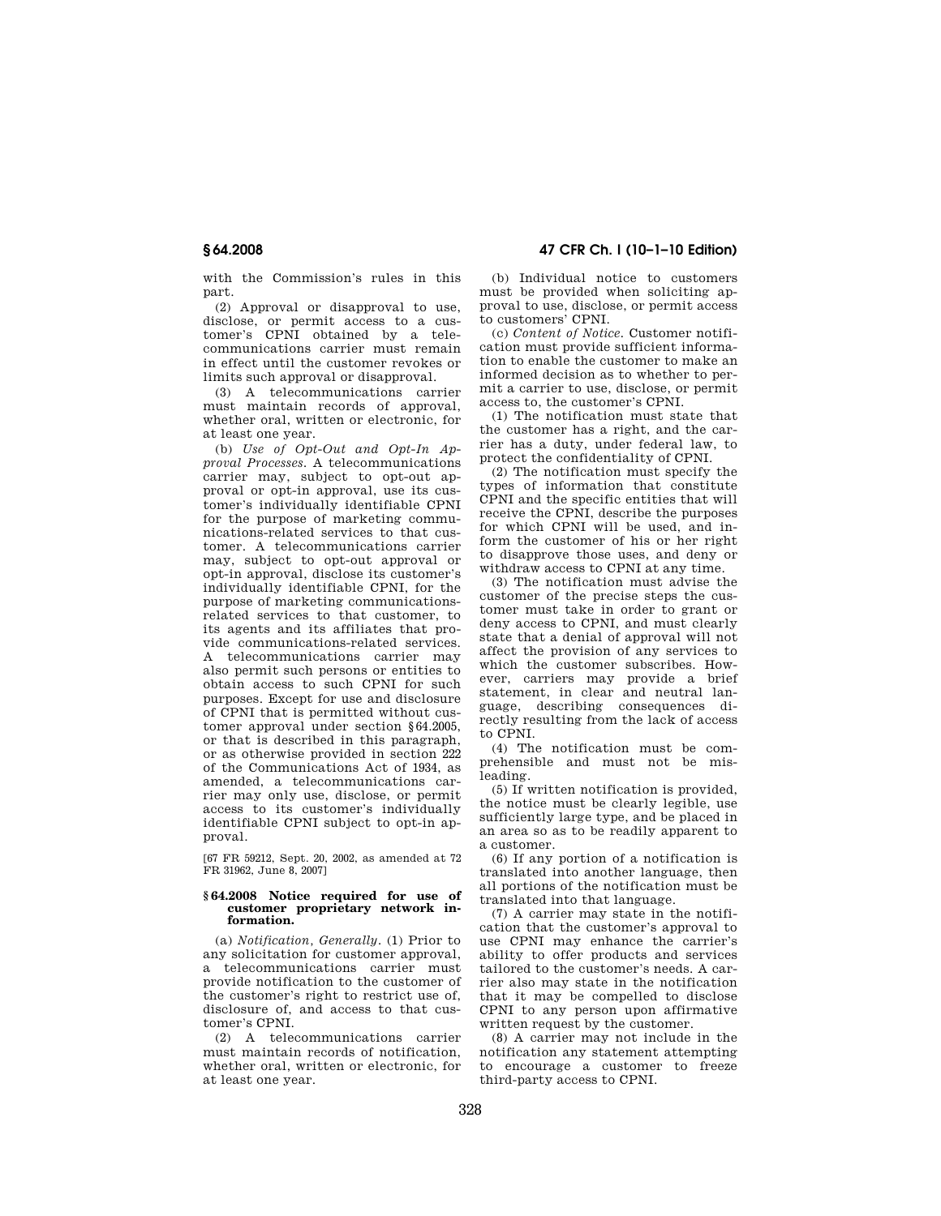with the Commission's rules in this part.

(2) Approval or disapproval to use, disclose, or permit access to a customer's CPNI obtained by a telecommunications carrier must remain in effect until the customer revokes or limits such approval or disapproval.

(3) A telecommunications carrier must maintain records of approval, whether oral, written or electronic, for at least one year.

(b) *Use of Opt-Out and Opt-In Approval Processes.* A telecommunications carrier may, subject to opt-out approval or opt-in approval, use its customer's individually identifiable CPNI for the purpose of marketing communications-related services to that customer. A telecommunications carrier may, subject to opt-out approval or opt-in approval, disclose its customer's individually identifiable CPNI, for the purpose of marketing communications-related services to that customer, to its agents and its affiliates that provide communications-related services. A telecommunications carrier may also permit such persons or entities to obtain access to such CPNI for such purposes. Except for use and disclosure of CPNI that is permitted without customer approval under section §64.2005, or that is described in this paragraph, or as otherwise provided in section 222 of the Communications Act of 1934, as amended, a telecommunications carrier may only use, disclose, or permit access to its customer's individually identifiable CPNI subject to opt-in approval.

[67 FR 59212, Sept. 20, 2002, as amended at 72 FR 31962, June 8, 2007]

### §64.2008 Notice required for use of customer proprietary network information.

(a) *Notification, Generally.* (1) Prior to any solicitation for customer approval, a telecommunications carrier must provide notification to the customer of the customer's right to restrict use of, disclosure of, and access to that customer's CPNI.

(2) A telecommunications carrier must maintain records of notification, whether oral, written or electronic, for at least one year.

(b) Individual notice to customers must be provided when soliciting approval to use, disclose, or permit access to customers' CPNI.

(c) *Content of Notice.* Customer notification must provide sufficient information to enable the customer to make an informed decision as to whether to permit a carrier to use, disclose, or permit access to, the customer's CPNI.

(1) The notification must state that the customer has a right, and the carrier has a duty, under federal law, to protect the confidentiality of CPNI.

(2) The notification must specify the types of information that constitute CPNI and the specific entities that will receive the CPNI, describe the purposes for which CPNI will be used, and inform the customer of his or her right to disapprove those uses, and deny or withdraw access to CPNI at any time.

(3) The notification must advise the customer of the precise steps the customer must take in order to grant or deny access to CPNI, and must clearly state that a denial of approval will not affect the provision of any services to which the customer subscribes. However, carriers may provide a brief statement, in clear and neutral language, describing consequences directly resulting from the lack of access to CPNI.

(4) The notification must be comprehensible and must not be misleading.

(5) If written notification is provided, the notice must be clearly legible, use sufficiently large type, and be placed in an area so as to be readily apparent to a customer.

(6) If any portion of a notification is translated into another language, then all portions of the notification must be translated into that language.

(7) A carrier may state in the notification that the customer's approval to use CPNI may enhance the carrier's ability to offer products and services tailored to the customer's needs. A carrier also may state in the notification that it may be compelled to disclose CPNI to any person upon affirmative written request by the customer.

(8) A carrier may not include in the notification any statement attempting to encourage a customer to freeze third-party access to CPNI.